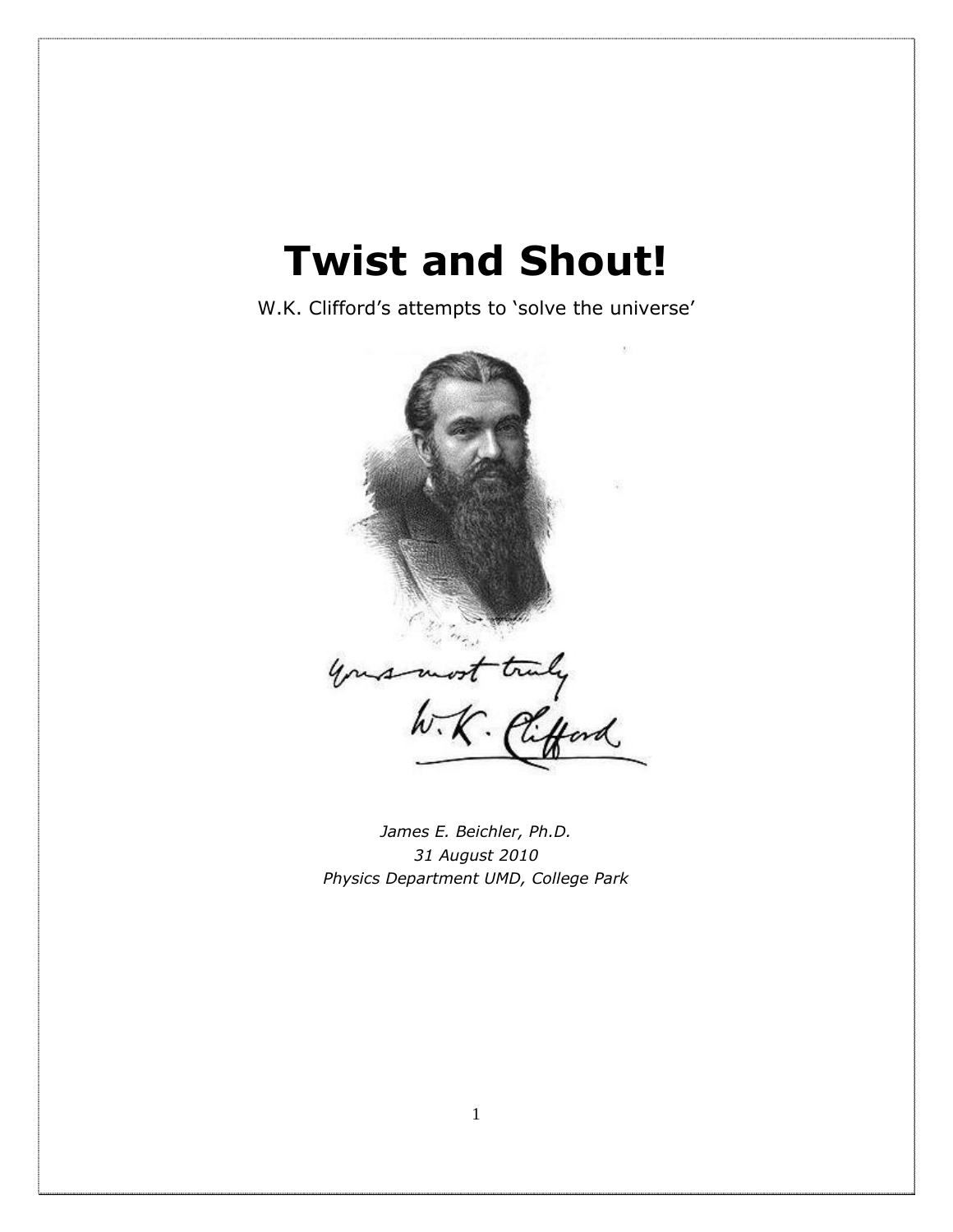# Twist and Shout!

W.K. Clifford's attempts to 'solve the universe'

Yours most truly
W.K. Clifford

*James E. Beichler, Ph.D.*
*31 August 2010*
*Physics Department UMD, College Park*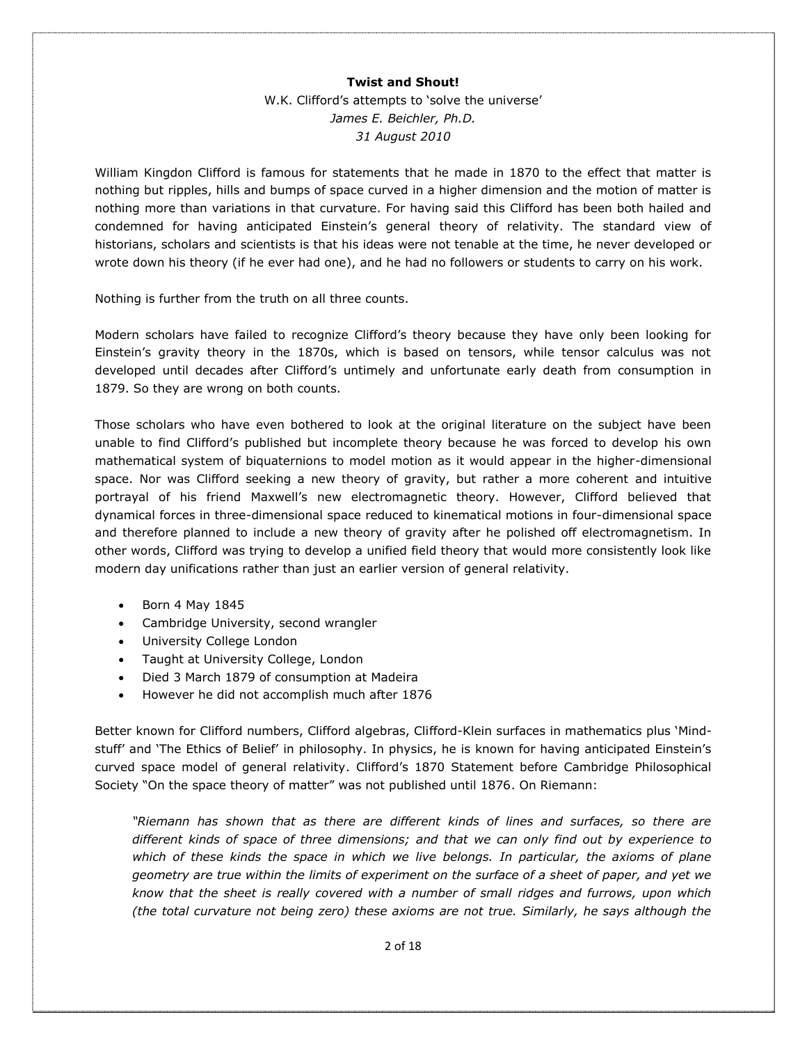**Twist and Shout!**

W.K. Clifford's attempts to 'solve the universe'

*James E. Beichler, Ph.D.*

*31 August 2010*

William Kingdon Clifford is famous for statements that he made in 1870 to the effect that matter is nothing but ripples, hills and bumps of space curved in a higher dimension and the motion of matter is nothing more than variations in that curvature. For having said this Clifford has been both hailed and condemned for having anticipated Einstein's general theory of relativity. The standard view of historians, scholars and scientists is that his ideas were not tenable at the time, he never developed or wrote down his theory (if he ever had one), and he had no followers or students to carry on his work.

Nothing is further from the truth on all three counts.

Modern scholars have failed to recognize Clifford's theory because they have only been looking for Einstein's gravity theory in the 1870s, which is based on tensors, while tensor calculus was not developed until decades after Clifford's untimely and unfortunate early death from consumption in 1879. So they are wrong on both counts.

Those scholars who have even bothered to look at the original literature on the subject have been unable to find Clifford's published but incomplete theory because he was forced to develop his own mathematical system of biquaternions to model motion as it would appear in the higher-dimensional space. Nor was Clifford seeking a new theory of gravity, but rather a more coherent and intuitive portrayal of his friend Maxwell's new electromagnetic theory. However, Clifford believed that dynamical forces in three-dimensional space reduced to kinematical motions in four-dimensional space and therefore planned to include a new theory of gravity after he polished off electromagnetism. In other words, Clifford was trying to develop a unified field theory that would more consistently look like modern day unifications rather than just an earlier version of general relativity.

- Born 4 May 1845
- Cambridge University, second wrangler
- University College London
- Taught at University College, London
- Died 3 March 1879 of consumption at Madeira
- However he did not accomplish much after 1876

Better known for Clifford numbers, Clifford algebras, Clifford-Klein surfaces in mathematics plus 'Mind-stuff' and 'The Ethics of Belief' in philosophy. In physics, he is known for having anticipated Einstein's curved space model of general relativity. Clifford's 1870 Statement before Cambridge Philosophical Society "On the space theory of matter" was not published until 1876. On Riemann:

> *"Riemann has shown that as there are different kinds of lines and surfaces, so there are different kinds of space of three dimensions; and that we can only find out by experience to which of these kinds the space in which we live belongs. In particular, the axioms of plane geometry are true within the limits of experiment on the surface of a sheet of paper, and yet we know that the sheet is really covered with a number of small ridges and furrows, upon which (the total curvature not being zero) these axioms are not true. Similarly, he says although the*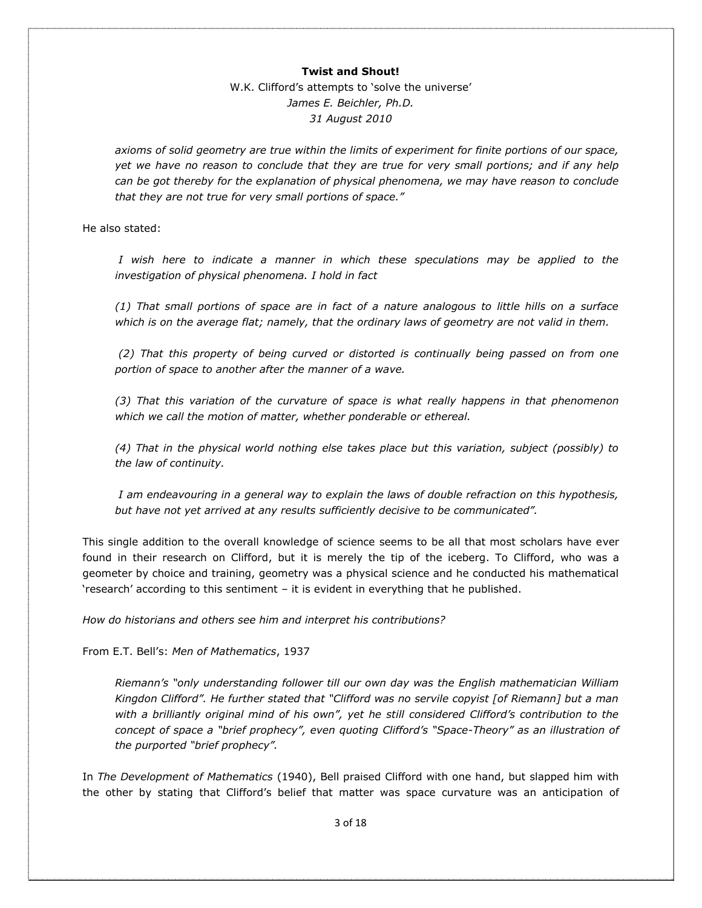axioms of solid geometry are true within the limits of experiment for finite portions of our space, yet we have no reason to conclude that they are true for very small portions; and if any help can be got thereby for the explanation of physical phenomena, we may have reason to conclude that they are not true for very small portions of space."*

He also stated:

> *I wish here to indicate a manner in which these speculations may be applied to the investigation of physical phenomena. I hold in fact*
>
> *(1) That small portions of space are in fact of a nature analogous to little hills on a surface which is on the average flat; namely, that the ordinary laws of geometry are not valid in them.*
>
> *(2) That this property of being curved or distorted is continually being passed on from one portion of space to another after the manner of a wave.*
>
> *(3) That this variation of the curvature of space is what really happens in that phenomenon which we call the motion of matter, whether ponderable or ethereal.*
>
> *(4) That in the physical world nothing else takes place but this variation, subject (possibly) to the law of continuity.*
>
> *I am endeavouring in a general way to explain the laws of double refraction on this hypothesis, but have not yet arrived at any results sufficiently decisive to be communicated".*

This single addition to the overall knowledge of science seems to be all that most scholars have ever found in their research on Clifford, but it is merely the tip of the iceberg. To Clifford, who was a geometer by choice and training, geometry was a physical science and he conducted his mathematical 'research' according to this sentiment – it is evident in everything that he published.

*How do historians and others see him and interpret his contributions?*

From E.T. Bell's: *Men of Mathematics*, 1937

> *Riemann's "only understanding follower till our own day was the English mathematician William Kingdon Clifford". He further stated that "Clifford was no servile copyist [of Riemann] but a man with a brilliantly original mind of his own", yet he still considered Clifford's contribution to the concept of space a "brief prophecy", even quoting Clifford's "Space-Theory" as an illustration of the purported "brief prophecy".*

In *The Development of Mathematics* (1940), Bell praised Clifford with one hand, but slapped him with the other by stating that Clifford's belief that matter was space curvature was an anticipation of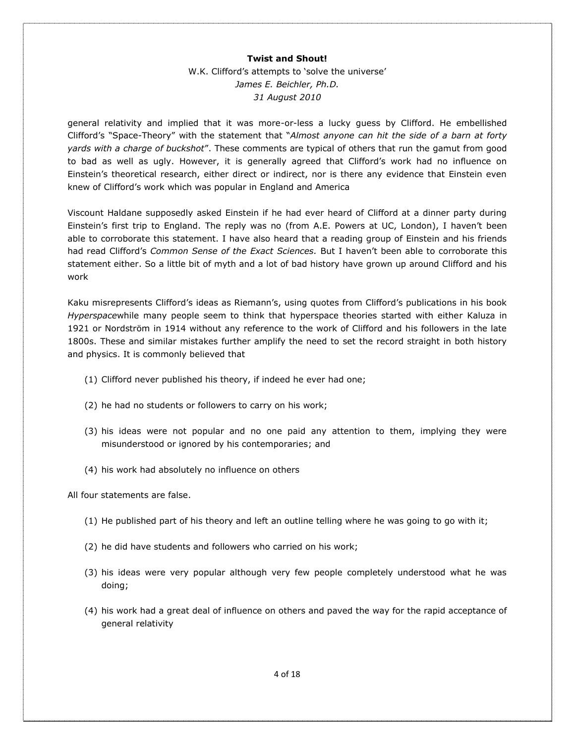general relativity and implied that it was more-or-less a lucky guess by Clifford. He embellished Clifford's "Space-Theory" with the statement that "*Almost anyone can hit the side of a barn at forty yards with a charge of buckshot*". These comments are typical of others that run the gamut from good to bad as well as ugly. However, it is generally agreed that Clifford's work had no influence on Einstein's theoretical research, either direct or indirect, nor is there any evidence that Einstein even knew of Clifford's work which was popular in England and America

Viscount Haldane supposedly asked Einstein if he had ever heard of Clifford at a dinner party during Einstein's first trip to England. The reply was no (from A.E. Powers at UC, London), I haven't been able to corroborate this statement. I have also heard that a reading group of Einstein and his friends had read Clifford's *Common Sense of the Exact Sciences.* But I haven't been able to corroborate this statement either. So a little bit of myth and a lot of bad history have grown up around Clifford and his work

Kaku misrepresents Clifford's ideas as Riemann's, using quotes from Clifford's publications in his book *Hyperspace*while many people seem to think that hyperspace theories started with either Kaluza in 1921 or Nordström in 1914 without any reference to the work of Clifford and his followers in the late 1800s. These and similar mistakes further amplify the need to set the record straight in both history and physics. It is commonly believed that

(1) Clifford never published his theory, if indeed he ever had one;

(2) he had no students or followers to carry on his work;

(3) his ideas were not popular and no one paid any attention to them, implying they were misunderstood or ignored by his contemporaries; and

(4) his work had absolutely no influence on others

All four statements are false.

(1) He published part of his theory and left an outline telling where he was going to go with it;

(2) he did have students and followers who carried on his work;

(3) his ideas were very popular although very few people completely understood what he was doing;

(4) his work had a great deal of influence on others and paved the way for the rapid acceptance of general relativity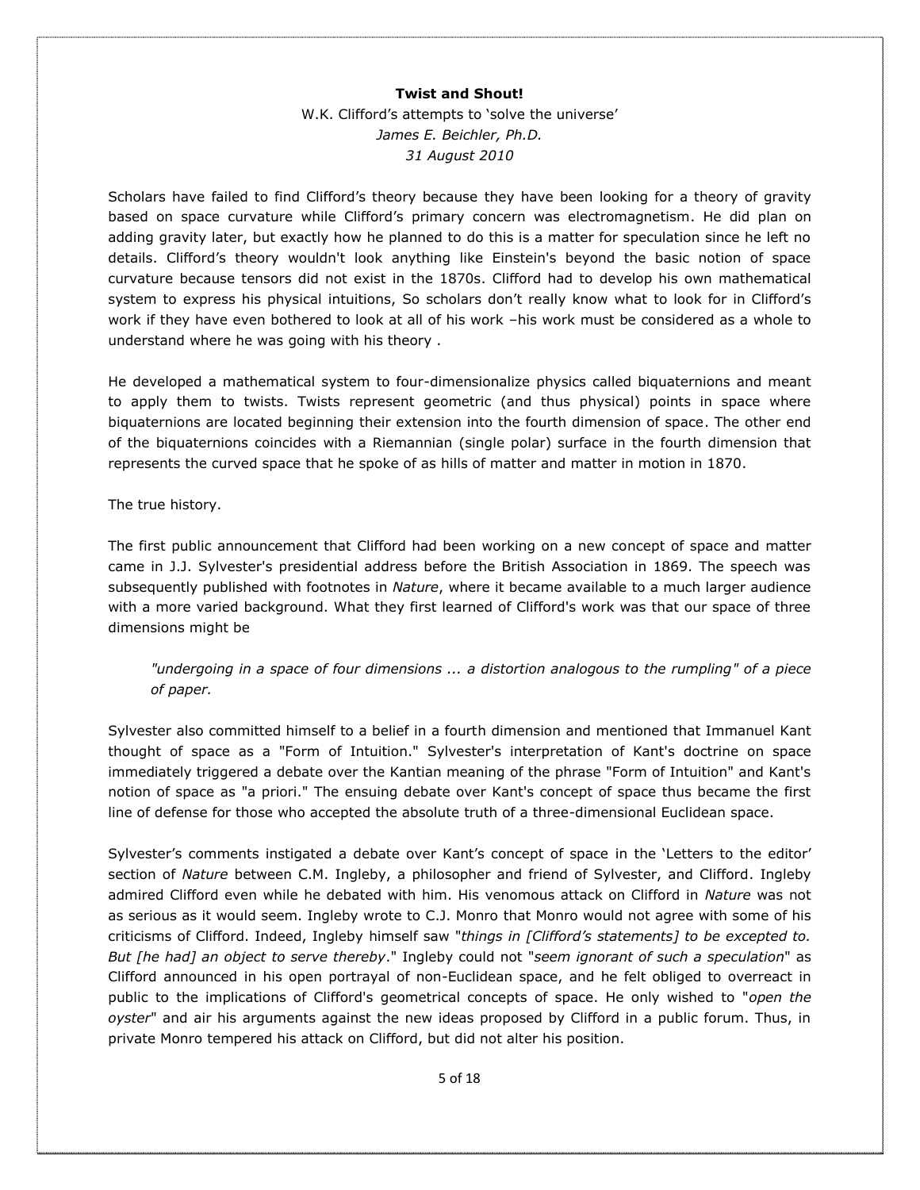**Twist and Shout!**

W.K. Clifford's attempts to 'solve the universe'

*James E. Beichler, Ph.D.*

*31 August 2010*

Scholars have failed to find Clifford's theory because they have been looking for a theory of gravity based on space curvature while Clifford's primary concern was electromagnetism. He did plan on adding gravity later, but exactly how he planned to do this is a matter for speculation since he left no details. Clifford's theory wouldn't look anything like Einstein's beyond the basic notion of space curvature because tensors did not exist in the 1870s. Clifford had to develop his own mathematical system to express his physical intuitions, So scholars don't really know what to look for in Clifford's work if they have even bothered to look at all of his work –his work must be considered as a whole to understand where he was going with his theory .

He developed a mathematical system to four-dimensionalize physics called biquaternions and meant to apply them to twists. Twists represent geometric (and thus physical) points in space where biquaternions are located beginning their extension into the fourth dimension of space. The other end of the biquaternions coincides with a Riemannian (single polar) surface in the fourth dimension that represents the curved space that he spoke of as hills of matter and matter in motion in 1870.

The true history.

The first public announcement that Clifford had been working on a new concept of space and matter came in J.J. Sylvester's presidential address before the British Association in 1869. The speech was subsequently published with footnotes in *Nature*, where it became available to a much larger audience with a more varied background. What they first learned of Clifford's work was that our space of three dimensions might be

> *"undergoing in a space of four dimensions ... a distortion analogous to the rumpling" of a piece of paper.*

Sylvester also committed himself to a belief in a fourth dimension and mentioned that Immanuel Kant thought of space as a "Form of Intuition." Sylvester's interpretation of Kant's doctrine on space immediately triggered a debate over the Kantian meaning of the phrase "Form of Intuition" and Kant's notion of space as "a priori." The ensuing debate over Kant's concept of space thus became the first line of defense for those who accepted the absolute truth of a three-dimensional Euclidean space.

Sylvester's comments instigated a debate over Kant's concept of space in the 'Letters to the editor' section of *Nature* between C.M. Ingleby, a philosopher and friend of Sylvester, and Clifford. Ingleby admired Clifford even while he debated with him. His venomous attack on Clifford in *Nature* was not as serious as it would seem. Ingleby wrote to C.J. Monro that Monro would not agree with some of his criticisms of Clifford. Indeed, Ingleby himself saw "*things in [Clifford's statements] to be excepted to. But [he had] an object to serve thereby*." Ingleby could not "*seem ignorant of such a speculation*" as Clifford announced in his open portrayal of non-Euclidean space, and he felt obliged to overreact in public to the implications of Clifford's geometrical concepts of space. He only wished to "*open the oyster*" and air his arguments against the new ideas proposed by Clifford in a public forum. Thus, in private Monro tempered his attack on Clifford, but did not alter his position.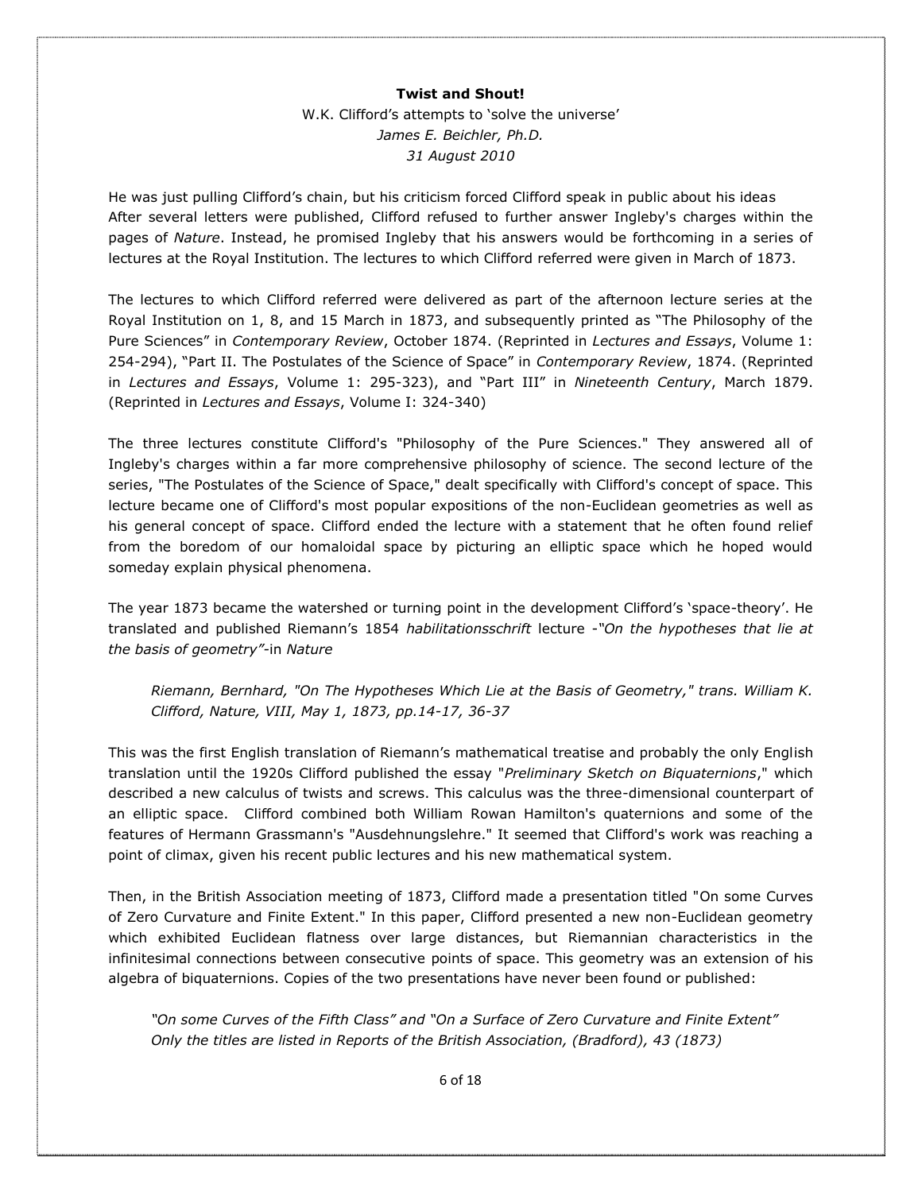**Twist and Shout!**

W.K. Clifford's attempts to 'solve the universe'

*James E. Beichler, Ph.D.*

*31 August 2010*

He was just pulling Clifford's chain, but his criticism forced Clifford speak in public about his ideas After several letters were published, Clifford refused to further answer Ingleby's charges within the pages of *Nature*. Instead, he promised Ingleby that his answers would be forthcoming in a series of lectures at the Royal Institution. The lectures to which Clifford referred were given in March of 1873.

The lectures to which Clifford referred were delivered as part of the afternoon lecture series at the Royal Institution on 1, 8, and 15 March in 1873, and subsequently printed as "The Philosophy of the Pure Sciences" in *Contemporary Review*, October 1874. (Reprinted in *Lectures and Essays*, Volume 1: 254-294), "Part II. The Postulates of the Science of Space" in *Contemporary Review*, 1874. (Reprinted in *Lectures and Essays*, Volume 1: 295-323), and "Part III" in *Nineteenth Century*, March 1879. (Reprinted in *Lectures and Essays*, Volume I: 324-340)

The three lectures constitute Clifford's "Philosophy of the Pure Sciences." They answered all of Ingleby's charges within a far more comprehensive philosophy of science. The second lecture of the series, "The Postulates of the Science of Space," dealt specifically with Clifford's concept of space. This lecture became one of Clifford's most popular expositions of the non-Euclidean geometries as well as his general concept of space. Clifford ended the lecture with a statement that he often found relief from the boredom of our homaloidal space by picturing an elliptic space which he hoped would someday explain physical phenomena.

The year 1873 became the watershed or turning point in the development Clifford's 'space-theory'. He translated and published Riemann's 1854 *habilitationsschrift* lecture -*"On the hypotheses that lie at the basis of geometry"*-in *Nature*

> *Riemann, Bernhard, "On The Hypotheses Which Lie at the Basis of Geometry," trans. William K. Clifford, Nature, VIII, May 1, 1873, pp.14-17, 36-37*

This was the first English translation of Riemann's mathematical treatise and probably the only English translation until the 1920s Clifford published the essay "*Preliminary Sketch on Biquaternions*," which described a new calculus of twists and screws. This calculus was the three-dimensional counterpart of an elliptic space. Clifford combined both William Rowan Hamilton's quaternions and some of the features of Hermann Grassmann's "Ausdehnungslehre." It seemed that Clifford's work was reaching a point of climax, given his recent public lectures and his new mathematical system.

Then, in the British Association meeting of 1873, Clifford made a presentation titled "On some Curves of Zero Curvature and Finite Extent." In this paper, Clifford presented a new non-Euclidean geometry which exhibited Euclidean flatness over large distances, but Riemannian characteristics in the infinitesimal connections between consecutive points of space. This geometry was an extension of his algebra of biquaternions. Copies of the two presentations have never been found or published:

> *"On some Curves of the Fifth Class" and "On a Surface of Zero Curvature and Finite Extent"*
> *Only the titles are listed in Reports of the British Association, (Bradford), 43 (1873)*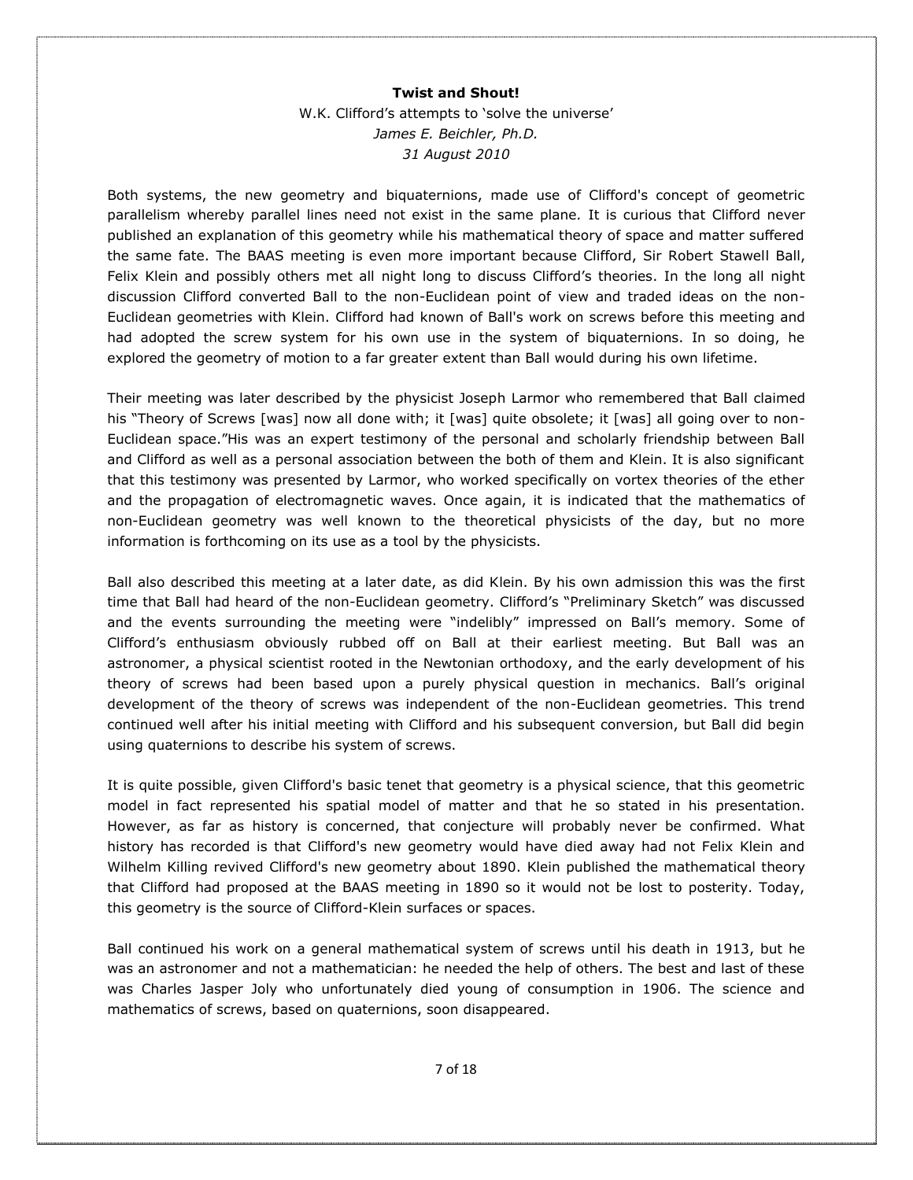Both systems, the new geometry and biquaternions, made use of Clifford's concept of geometric parallelism whereby parallel lines need not exist in the same plane. It is curious that Clifford never published an explanation of this geometry while his mathematical theory of space and matter suffered the same fate. The BAAS meeting is even more important because Clifford, Sir Robert Stawell Ball, Felix Klein and possibly others met all night long to discuss Clifford's theories. In the long all night discussion Clifford converted Ball to the non-Euclidean point of view and traded ideas on the non-Euclidean geometries with Klein. Clifford had known of Ball's work on screws before this meeting and had adopted the screw system for his own use in the system of biquaternions. In so doing, he explored the geometry of motion to a far greater extent than Ball would during his own lifetime.

Their meeting was later described by the physicist Joseph Larmor who remembered that Ball claimed his "Theory of Screws [was] now all done with; it [was] quite obsolete; it [was] all going over to non-Euclidean space."His was an expert testimony of the personal and scholarly friendship between Ball and Clifford as well as a personal association between the both of them and Klein. It is also significant that this testimony was presented by Larmor, who worked specifically on vortex theories of the ether and the propagation of electromagnetic waves. Once again, it is indicated that the mathematics of non-Euclidean geometry was well known to the theoretical physicists of the day, but no more information is forthcoming on its use as a tool by the physicists.

Ball also described this meeting at a later date, as did Klein. By his own admission this was the first time that Ball had heard of the non-Euclidean geometry. Clifford's "Preliminary Sketch" was discussed and the events surrounding the meeting were "indelibly" impressed on Ball's memory. Some of Clifford's enthusiasm obviously rubbed off on Ball at their earliest meeting. But Ball was an astronomer, a physical scientist rooted in the Newtonian orthodoxy, and the early development of his theory of screws had been based upon a purely physical question in mechanics. Ball's original development of the theory of screws was independent of the non-Euclidean geometries. This trend continued well after his initial meeting with Clifford and his subsequent conversion, but Ball did begin using quaternions to describe his system of screws.

It is quite possible, given Clifford's basic tenet that geometry is a physical science, that this geometric model in fact represented his spatial model of matter and that he so stated in his presentation. However, as far as history is concerned, that conjecture will probably never be confirmed. What history has recorded is that Clifford's new geometry would have died away had not Felix Klein and Wilhelm Killing revived Clifford's new geometry about 1890. Klein published the mathematical theory that Clifford had proposed at the BAAS meeting in 1890 so it would not be lost to posterity. Today, this geometry is the source of Clifford-Klein surfaces or spaces.

Ball continued his work on a general mathematical system of screws until his death in 1913, but he was an astronomer and not a mathematician: he needed the help of others. The best and last of these was Charles Jasper Joly who unfortunately died young of consumption in 1906. The science and mathematics of screws, based on quaternions, soon disappeared.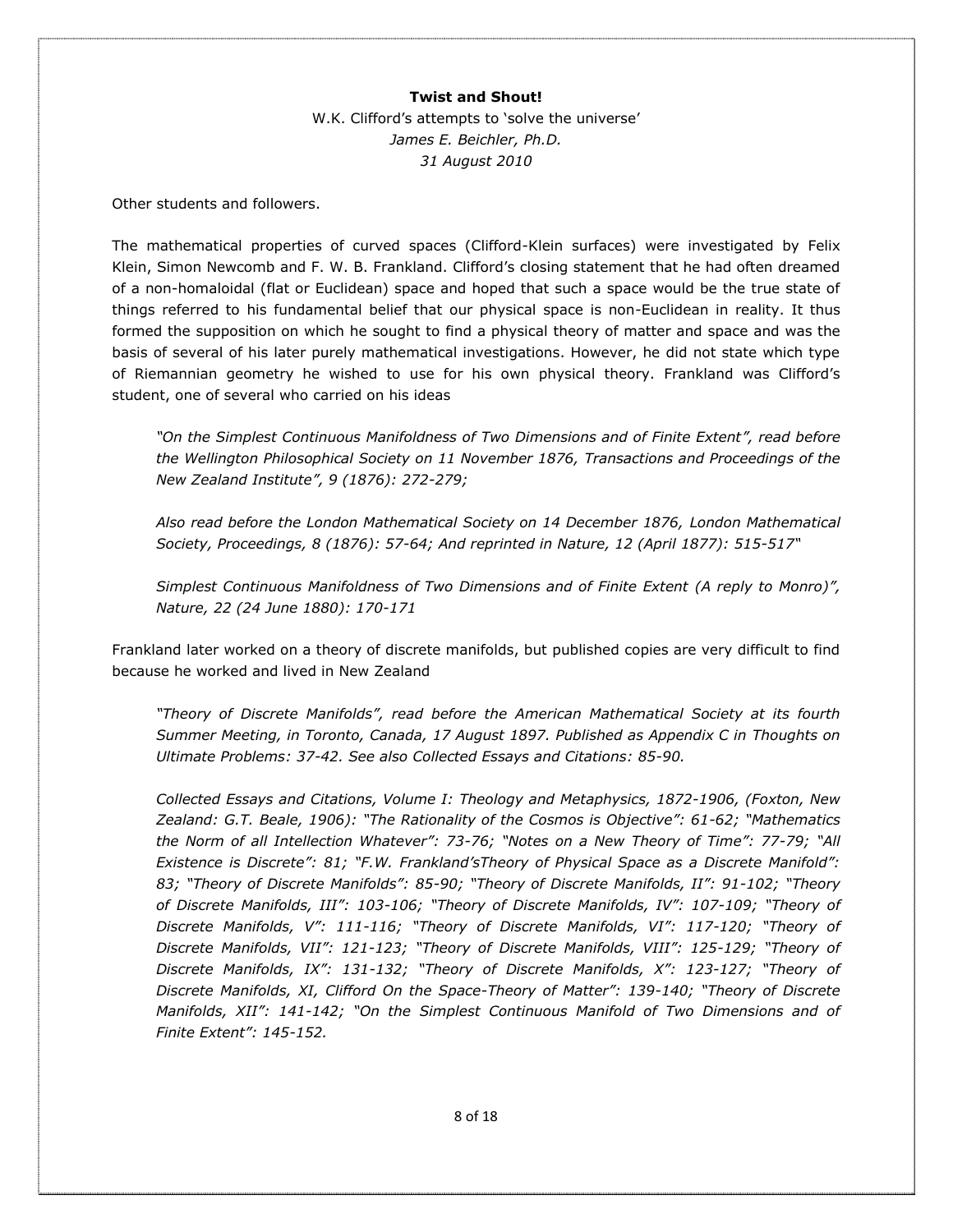**Twist and Shout!**

W.K. Clifford's attempts to 'solve the universe'

*James E. Beichler, Ph.D.*

*31 August 2010*

Other students and followers.

The mathematical properties of curved spaces (Clifford-Klein surfaces) were investigated by Felix Klein, Simon Newcomb and F. W. B. Frankland. Clifford's closing statement that he had often dreamed of a non-homaloidal (flat or Euclidean) space and hoped that such a space would be the true state of things referred to his fundamental belief that our physical space is non-Euclidean in reality. It thus formed the supposition on which he sought to find a physical theory of matter and space and was the basis of several of his later purely mathematical investigations. However, he did not state which type of Riemannian geometry he wished to use for his own physical theory. Frankland was Clifford's student, one of several who carried on his ideas

> *"On the Simplest Continuous Manifoldness of Two Dimensions and of Finite Extent", read before the Wellington Philosophical Society on 11 November 1876, Transactions and Proceedings of the New Zealand Institute", 9 (1876): 272-279;*
>
> *Also read before the London Mathematical Society on 14 December 1876, London Mathematical Society, Proceedings, 8 (1876): 57-64; And reprinted in Nature, 12 (April 1877): 515-517"*
>
> *Simplest Continuous Manifoldness of Two Dimensions and of Finite Extent (A reply to Monro)", Nature, 22 (24 June 1880): 170-171*

Frankland later worked on a theory of discrete manifolds, but published copies are very difficult to find because he worked and lived in New Zealand

> *"Theory of Discrete Manifolds", read before the American Mathematical Society at its fourth Summer Meeting, in Toronto, Canada, 17 August 1897. Published as Appendix C in Thoughts on Ultimate Problems: 37-42. See also Collected Essays and Citations: 85-90.*
>
> *Collected Essays and Citations, Volume I: Theology and Metaphysics, 1872-1906, (Foxton, New Zealand: G.T. Beale, 1906): "The Rationality of the Cosmos is Objective": 61-62; "Mathematics the Norm of all Intellection Whatever": 73-76; "Notes on a New Theory of Time": 77-79; "All Existence is Discrete": 81; "F.W. Frankland'sTheory of Physical Space as a Discrete Manifold": 83; "Theory of Discrete Manifolds": 85-90; "Theory of Discrete Manifolds, II": 91-102; "Theory of Discrete Manifolds, III": 103-106; "Theory of Discrete Manifolds, IV": 107-109; "Theory of Discrete Manifolds, V": 111-116; "Theory of Discrete Manifolds, VI": 117-120; "Theory of Discrete Manifolds, VII": 121-123; "Theory of Discrete Manifolds, VIII": 125-129; "Theory of Discrete Manifolds, IX": 131-132; "Theory of Discrete Manifolds, X": 123-127; "Theory of Discrete Manifolds, XI, Clifford On the Space-Theory of Matter": 139-140; "Theory of Discrete Manifolds, XII": 141-142; "On the Simplest Continuous Manifold of Two Dimensions and of Finite Extent": 145-152.*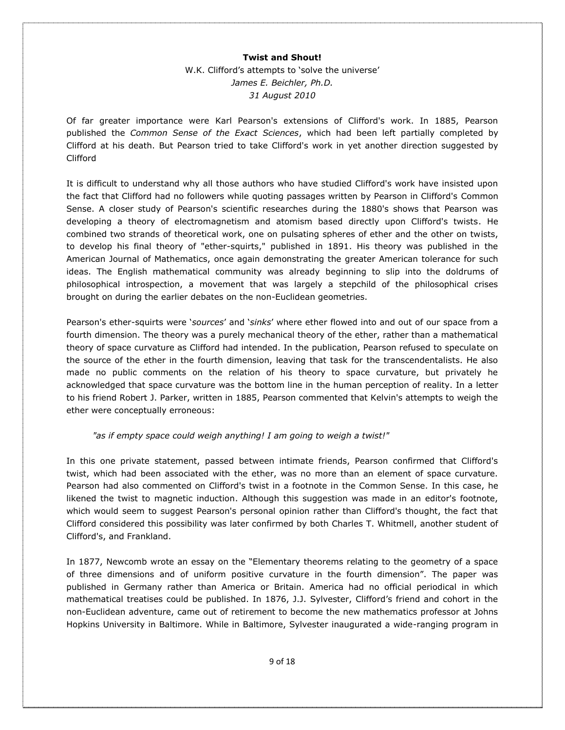**Twist and Shout!**

W.K. Clifford's attempts to 'solve the universe'

*James E. Beichler, Ph.D.*

*31 August 2010*

Of far greater importance were Karl Pearson's extensions of Clifford's work. In 1885, Pearson published the *Common Sense of the Exact Sciences*, which had been left partially completed by Clifford at his death. But Pearson tried to take Clifford's work in yet another direction suggested by Clifford

It is difficult to understand why all those authors who have studied Clifford's work have insisted upon the fact that Clifford had no followers while quoting passages written by Pearson in Clifford's Common Sense. A closer study of Pearson's scientific researches during the 1880's shows that Pearson was developing a theory of electromagnetism and atomism based directly upon Clifford's twists. He combined two strands of theoretical work, one on pulsating spheres of ether and the other on twists, to develop his final theory of "ether-squirts," published in 1891. His theory was published in the American Journal of Mathematics, once again demonstrating the greater American tolerance for such ideas. The English mathematical community was already beginning to slip into the doldrums of philosophical introspection, a movement that was largely a stepchild of the philosophical crises brought on during the earlier debates on the non-Euclidean geometries.

Pearson's ether-squirts were '*sources*' and '*sinks*' where ether flowed into and out of our space from a fourth dimension. The theory was a purely mechanical theory of the ether, rather than a mathematical theory of space curvature as Clifford had intended. In the publication, Pearson refused to speculate on the source of the ether in the fourth dimension, leaving that task for the transcendentalists. He also made no public comments on the relation of his theory to space curvature, but privately he acknowledged that space curvature was the bottom line in the human perception of reality. In a letter to his friend Robert J. Parker, written in 1885, Pearson commented that Kelvin's attempts to weigh the ether were conceptually erroneous:

> *"as if empty space could weigh anything! I am going to weigh a twist!"*

In this one private statement, passed between intimate friends, Pearson confirmed that Clifford's twist, which had been associated with the ether, was no more than an element of space curvature. Pearson had also commented on Clifford's twist in a footnote in the Common Sense. In this case, he likened the twist to magnetic induction. Although this suggestion was made in an editor's footnote, which would seem to suggest Pearson's personal opinion rather than Clifford's thought, the fact that Clifford considered this possibility was later confirmed by both Charles T. Whitmell, another student of Clifford's, and Frankland.

In 1877, Newcomb wrote an essay on the "Elementary theorems relating to the geometry of a space of three dimensions and of uniform positive curvature in the fourth dimension". The paper was published in Germany rather than America or Britain. America had no official periodical in which mathematical treatises could be published. In 1876, J.J. Sylvester, Clifford's friend and cohort in the non-Euclidean adventure, came out of retirement to become the new mathematics professor at Johns Hopkins University in Baltimore. While in Baltimore, Sylvester inaugurated a wide-ranging program in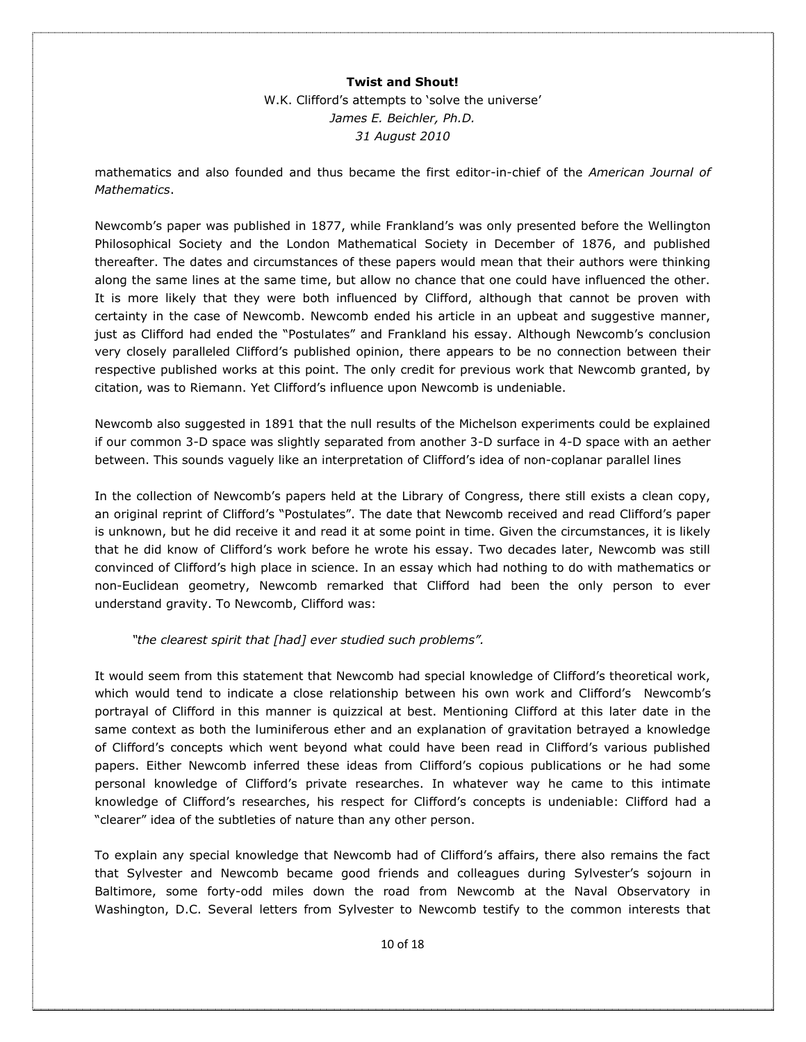mathematics and also founded and thus became the first editor-in-chief of the *American Journal of Mathematics*.

Newcomb's paper was published in 1877, while Frankland's was only presented before the Wellington Philosophical Society and the London Mathematical Society in December of 1876, and published thereafter. The dates and circumstances of these papers would mean that their authors were thinking along the same lines at the same time, but allow no chance that one could have influenced the other. It is more likely that they were both influenced by Clifford, although that cannot be proven with certainty in the case of Newcomb. Newcomb ended his article in an upbeat and suggestive manner, just as Clifford had ended the "Postulates" and Frankland his essay. Although Newcomb's conclusion very closely paralleled Clifford's published opinion, there appears to be no connection between their respective published works at this point. The only credit for previous work that Newcomb granted, by citation, was to Riemann. Yet Clifford's influence upon Newcomb is undeniable.

Newcomb also suggested in 1891 that the null results of the Michelson experiments could be explained if our common 3-D space was slightly separated from another 3-D surface in 4-D space with an aether between. This sounds vaguely like an interpretation of Clifford's idea of non-coplanar parallel lines

In the collection of Newcomb's papers held at the Library of Congress, there still exists a clean copy, an original reprint of Clifford's "Postulates". The date that Newcomb received and read Clifford's paper is unknown, but he did receive it and read it at some point in time. Given the circumstances, it is likely that he did know of Clifford's work before he wrote his essay. Two decades later, Newcomb was still convinced of Clifford's high place in science. In an essay which had nothing to do with mathematics or non-Euclidean geometry, Newcomb remarked that Clifford had been the only person to ever understand gravity. To Newcomb, Clifford was:

> *"the clearest spirit that [had] ever studied such problems".*

It would seem from this statement that Newcomb had special knowledge of Clifford's theoretical work, which would tend to indicate a close relationship between his own work and Clifford's Newcomb's portrayal of Clifford in this manner is quizzical at best. Mentioning Clifford at this later date in the same context as both the luminiferous ether and an explanation of gravitation betrayed a knowledge of Clifford's concepts which went beyond what could have been read in Clifford's various published papers. Either Newcomb inferred these ideas from Clifford's copious publications or he had some personal knowledge of Clifford's private researches. In whatever way he came to this intimate knowledge of Clifford's researches, his respect for Clifford's concepts is undeniable: Clifford had a "clearer" idea of the subtleties of nature than any other person.

To explain any special knowledge that Newcomb had of Clifford's affairs, there also remains the fact that Sylvester and Newcomb became good friends and colleagues during Sylvester's sojourn in Baltimore, some forty-odd miles down the road from Newcomb at the Naval Observatory in Washington, D.C. Several letters from Sylvester to Newcomb testify to the common interests that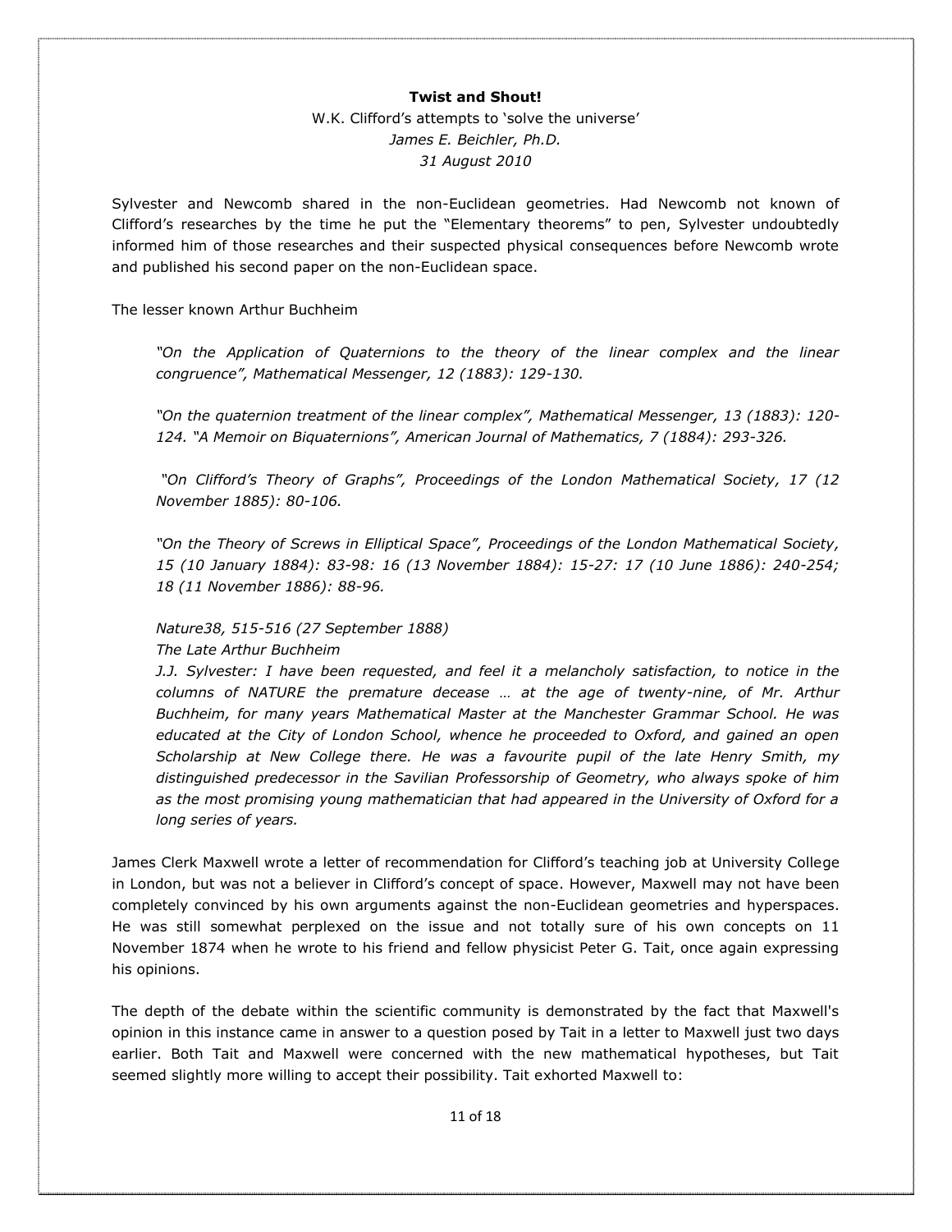Sylvester and Newcomb shared in the non-Euclidean geometries. Had Newcomb not known of Clifford's researches by the time he put the "Elementary theorems" to pen, Sylvester undoubtedly informed him of those researches and their suspected physical consequences before Newcomb wrote and published his second paper on the non-Euclidean space.

The lesser known Arthur Buchheim

> *"On the Application of Quaternions to the theory of the linear complex and the linear congruence", Mathematical Messenger, 12 (1883): 129-130.*
>
> *"On the quaternion treatment of the linear complex", Mathematical Messenger, 13 (1883): 120-124. "A Memoir on Biquaternions", American Journal of Mathematics, 7 (1884): 293-326.*
>
> *"On Clifford's Theory of Graphs", Proceedings of the London Mathematical Society, 17 (12 November 1885): 80-106.*
>
> *"On the Theory of Screws in Elliptical Space", Proceedings of the London Mathematical Society, 15 (10 January 1884): 83-98: 16 (13 November 1884): 15-27: 17 (10 June 1886): 240-254; 18 (11 November 1886): 88-96.*
>
> *Nature38, 515-516 (27 September 1888)*
> *The Late Arthur Buchheim*
> *J.J. Sylvester: I have been requested, and feel it a melancholy satisfaction, to notice in the columns of NATURE the premature decease … at the age of twenty-nine, of Mr. Arthur Buchheim, for many years Mathematical Master at the Manchester Grammar School. He was educated at the City of London School, whence he proceeded to Oxford, and gained an open Scholarship at New College there. He was a favourite pupil of the late Henry Smith, my distinguished predecessor in the Savilian Professorship of Geometry, who always spoke of him as the most promising young mathematician that had appeared in the University of Oxford for a long series of years.*

James Clerk Maxwell wrote a letter of recommendation for Clifford's teaching job at University College in London, but was not a believer in Clifford's concept of space. However, Maxwell may not have been completely convinced by his own arguments against the non-Euclidean geometries and hyperspaces. He was still somewhat perplexed on the issue and not totally sure of his own concepts on 11 November 1874 when he wrote to his friend and fellow physicist Peter G. Tait, once again expressing his opinions.

The depth of the debate within the scientific community is demonstrated by the fact that Maxwell's opinion in this instance came in answer to a question posed by Tait in a letter to Maxwell just two days earlier. Both Tait and Maxwell were concerned with the new mathematical hypotheses, but Tait seemed slightly more willing to accept their possibility. Tait exhorted Maxwell to: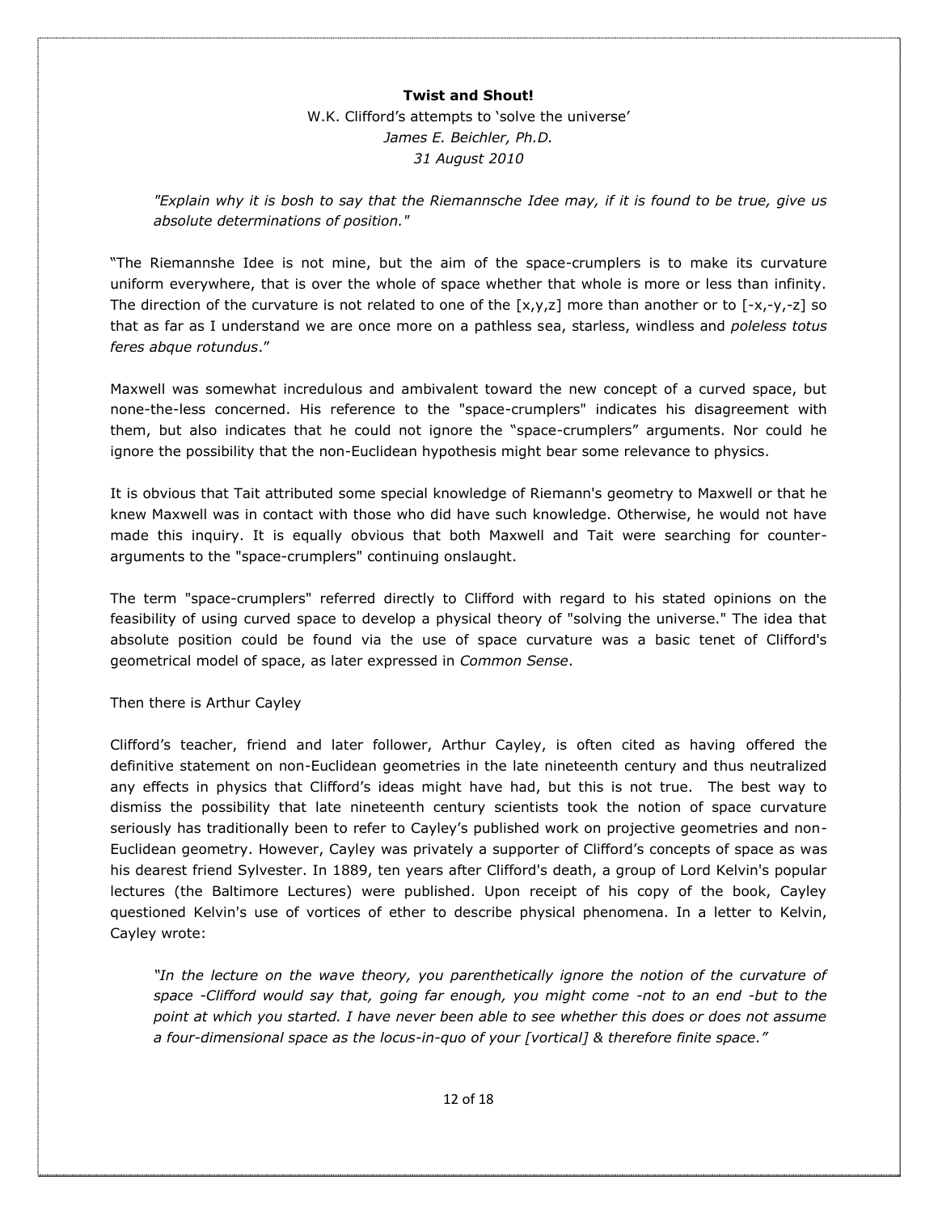**Twist and Shout!**

W.K. Clifford's attempts to 'solve the universe'

*James E. Beichler, Ph.D.*

*31 August 2010*

> *"Explain why it is bosh to say that the Riemannsche Idee may, if it is found to be true, give us absolute determinations of position."*

"The Riemannshe Idee is not mine, but the aim of the space-crumplers is to make its curvature uniform everywhere, that is over the whole of space whether that whole is more or less than infinity. The direction of the curvature is not related to one of the [x,y,z] more than another or to [-x,-y,-z] so that as far as I understand we are once more on a pathless sea, starless, windless and *poleless totus feres abque rotundus*."

Maxwell was somewhat incredulous and ambivalent toward the new concept of a curved space, but none-the-less concerned. His reference to the "space-crumplers" indicates his disagreement with them, but also indicates that he could not ignore the "space-crumplers" arguments. Nor could he ignore the possibility that the non-Euclidean hypothesis might bear some relevance to physics.

It is obvious that Tait attributed some special knowledge of Riemann's geometry to Maxwell or that he knew Maxwell was in contact with those who did have such knowledge. Otherwise, he would not have made this inquiry. It is equally obvious that both Maxwell and Tait were searching for counter-arguments to the "space-crumplers" continuing onslaught.

The term "space-crumplers" referred directly to Clifford with regard to his stated opinions on the feasibility of using curved space to develop a physical theory of "solving the universe." The idea that absolute position could be found via the use of space curvature was a basic tenet of Clifford's geometrical model of space, as later expressed in *Common Sense*.

Then there is Arthur Cayley

Clifford's teacher, friend and later follower, Arthur Cayley, is often cited as having offered the definitive statement on non-Euclidean geometries in the late nineteenth century and thus neutralized any effects in physics that Clifford's ideas might have had, but this is not true. The best way to dismiss the possibility that late nineteenth century scientists took the notion of space curvature seriously has traditionally been to refer to Cayley's published work on projective geometries and non-Euclidean geometry. However, Cayley was privately a supporter of Clifford's concepts of space as was his dearest friend Sylvester. In 1889, ten years after Clifford's death, a group of Lord Kelvin's popular lectures (the Baltimore Lectures) were published. Upon receipt of his copy of the book, Cayley questioned Kelvin's use of vortices of ether to describe physical phenomena. In a letter to Kelvin, Cayley wrote:

> *"In the lecture on the wave theory, you parenthetically ignore the notion of the curvature of space -Clifford would say that, going far enough, you might come -not to an end -but to the point at which you started. I have never been able to see whether this does or does not assume a four-dimensional space as the locus-in-quo of your [vortical] & therefore finite space."*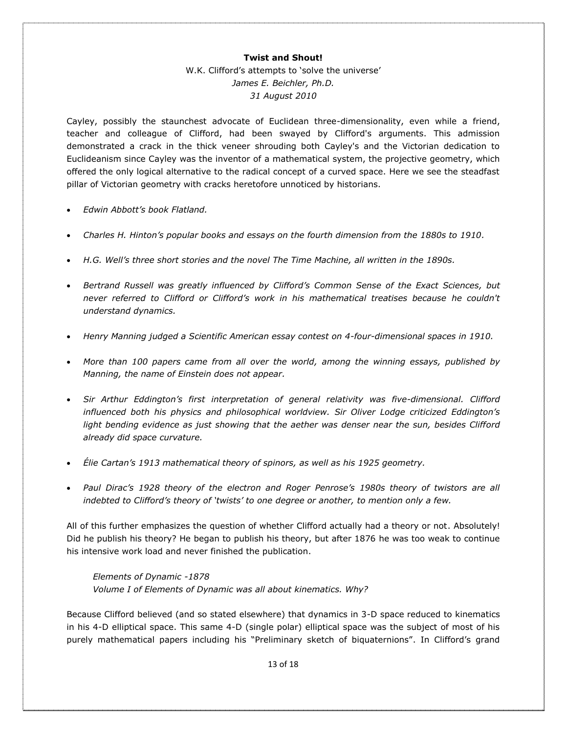**Twist and Shout!**

W.K. Clifford's attempts to 'solve the universe'

*James E. Beichler, Ph.D.*

*31 August 2010*

Cayley, possibly the staunchest advocate of Euclidean three-dimensionality, even while a friend, teacher and colleague of Clifford, had been swayed by Clifford's arguments. This admission demonstrated a crack in the thick veneer shrouding both Cayley's and the Victorian dedication to Euclideanism since Cayley was the inventor of a mathematical system, the projective geometry, which offered the only logical alternative to the radical concept of a curved space. Here we see the steadfast pillar of Victorian geometry with cracks heretofore unnoticed by historians.

- *Edwin Abbott's book Flatland.*
- *Charles H. Hinton's popular books and essays on the fourth dimension from the 1880s to 1910.*
- *H.G. Well's three short stories and the novel The Time Machine, all written in the 1890s.*
- *Bertrand Russell was greatly influenced by Clifford's Common Sense of the Exact Sciences, but never referred to Clifford or Clifford's work in his mathematical treatises because he couldn't understand dynamics.*
- *Henry Manning judged a Scientific American essay contest on 4-four-dimensional spaces in 1910.*
- *More than 100 papers came from all over the world, among the winning essays, published by Manning, the name of Einstein does not appear.*
- *Sir Arthur Eddington's first interpretation of general relativity was five-dimensional. Clifford influenced both his physics and philosophical worldview. Sir Oliver Lodge criticized Eddington's light bending evidence as just showing that the aether was denser near the sun, besides Clifford already did space curvature.*
- *Élie Cartan's 1913 mathematical theory of spinors, as well as his 1925 geometry.*
- *Paul Dirac's 1928 theory of the electron and Roger Penrose's 1980s theory of twistors are all indebted to Clifford's theory of 'twists' to one degree or another, to mention only a few.*

All of this further emphasizes the question of whether Clifford actually had a theory or not. Absolutely! Did he publish his theory? He began to publish his theory, but after 1876 he was too weak to continue his intensive work load and never finished the publication.

> *Elements of Dynamic -1878*
> *Volume I of Elements of Dynamic was all about kinematics. Why?*

Because Clifford believed (and so stated elsewhere) that dynamics in 3-D space reduced to kinematics in his 4-D elliptical space. This same 4-D (single polar) elliptical space was the subject of most of his purely mathematical papers including his "Preliminary sketch of biquaternions". In Clifford's grand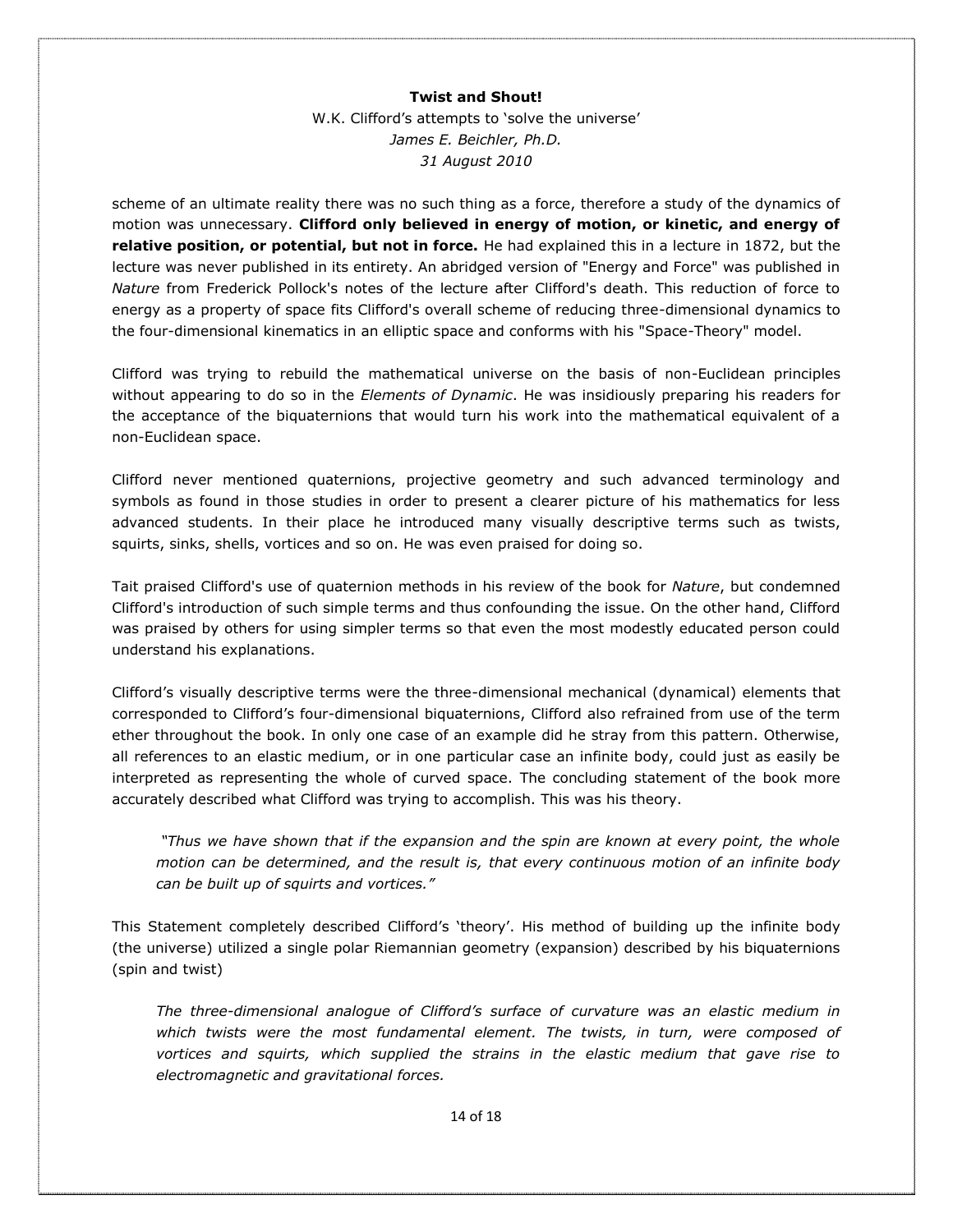scheme of an ultimate reality there was no such thing as a force, therefore a study of the dynamics of motion was unnecessary. **Clifford only believed in energy of motion, or kinetic, and energy of relative position, or potential, but not in force.** He had explained this in a lecture in 1872, but the lecture was never published in its entirety. An abridged version of "Energy and Force" was published in *Nature* from Frederick Pollock's notes of the lecture after Clifford's death. This reduction of force to energy as a property of space fits Clifford's overall scheme of reducing three-dimensional dynamics to the four-dimensional kinematics in an elliptic space and conforms with his "Space-Theory" model.

Clifford was trying to rebuild the mathematical universe on the basis of non-Euclidean principles without appearing to do so in the *Elements of Dynamic*. He was insidiously preparing his readers for the acceptance of the biquaternions that would turn his work into the mathematical equivalent of a non-Euclidean space.

Clifford never mentioned quaternions, projective geometry and such advanced terminology and symbols as found in those studies in order to present a clearer picture of his mathematics for less advanced students. In their place he introduced many visually descriptive terms such as twists, squirts, sinks, shells, vortices and so on. He was even praised for doing so.

Tait praised Clifford's use of quaternion methods in his review of the book for *Nature*, but condemned Clifford's introduction of such simple terms and thus confounding the issue. On the other hand, Clifford was praised by others for using simpler terms so that even the most modestly educated person could understand his explanations.

Clifford's visually descriptive terms were the three-dimensional mechanical (dynamical) elements that corresponded to Clifford's four-dimensional biquaternions, Clifford also refrained from use of the term ether throughout the book. In only one case of an example did he stray from this pattern. Otherwise, all references to an elastic medium, or in one particular case an infinite body, could just as easily be interpreted as representing the whole of curved space. The concluding statement of the book more accurately described what Clifford was trying to accomplish. This was his theory.

> *"Thus we have shown that if the expansion and the spin are known at every point, the whole motion can be determined, and the result is, that every continuous motion of an infinite body can be built up of squirts and vortices."*

This Statement completely described Clifford's 'theory'. His method of building up the infinite body (the universe) utilized a single polar Riemannian geometry (expansion) described by his biquaternions (spin and twist)

> *The three-dimensional analogue of Clifford's surface of curvature was an elastic medium in which twists were the most fundamental element. The twists, in turn, were composed of vortices and squirts, which supplied the strains in the elastic medium that gave rise to electromagnetic and gravitational forces.*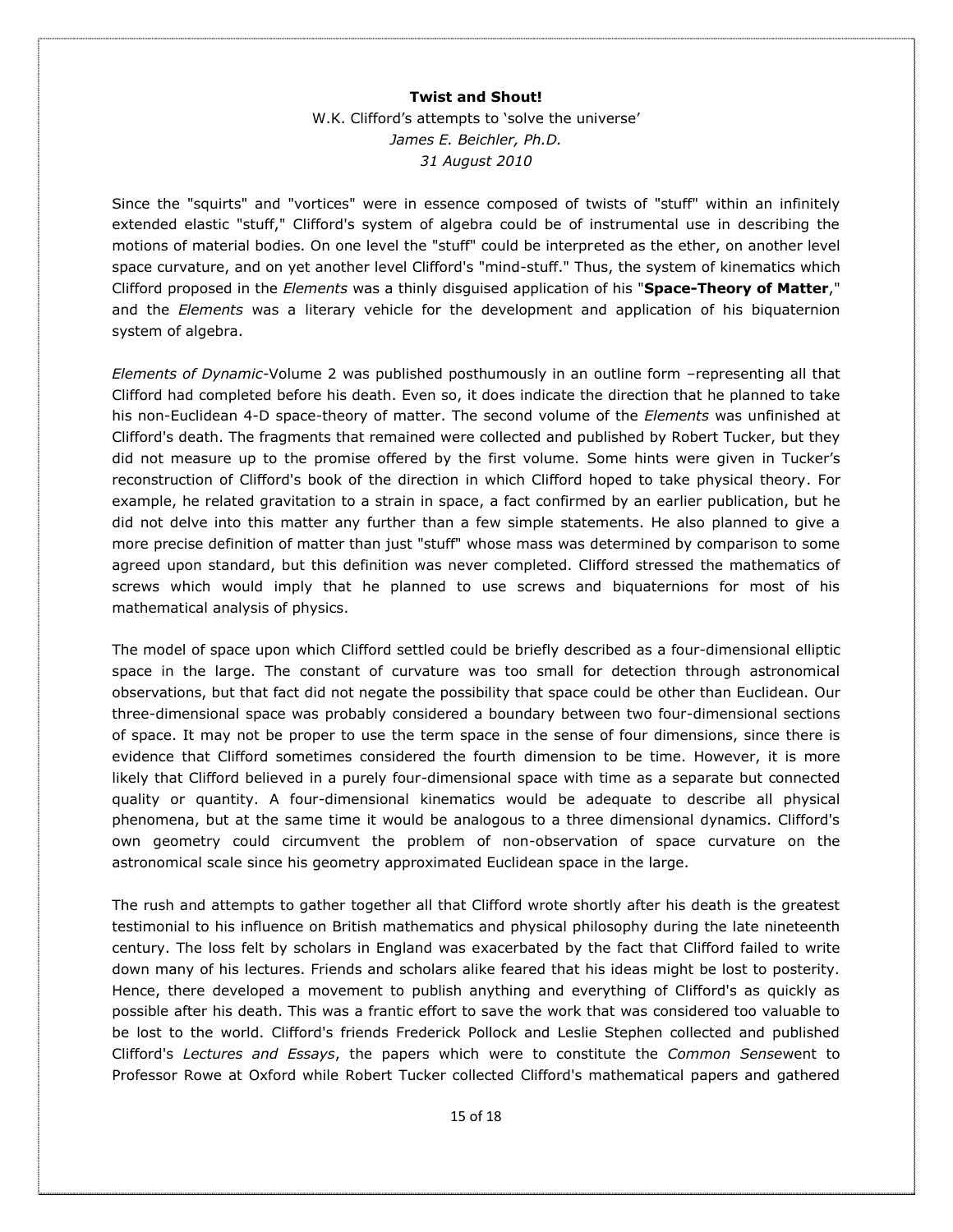**Twist and Shout!**

W.K. Clifford's attempts to 'solve the universe'

*James E. Beichler, Ph.D.*

*31 August 2010*

Since the "squirts" and "vortices" were in essence composed of twists of "stuff" within an infinitely extended elastic "stuff," Clifford's system of algebra could be of instrumental use in describing the motions of material bodies. On one level the "stuff" could be interpreted as the ether, on another level space curvature, and on yet another level Clifford's "mind-stuff." Thus, the system of kinematics which Clifford proposed in the *Elements* was a thinly disguised application of his "**Space-Theory of Matter**," and the *Elements* was a literary vehicle for the development and application of his biquaternion system of algebra.

*Elements of Dynamic*-Volume 2 was published posthumously in an outline form –representing all that Clifford had completed before his death. Even so, it does indicate the direction that he planned to take his non-Euclidean 4-D space-theory of matter. The second volume of the *Elements* was unfinished at Clifford's death. The fragments that remained were collected and published by Robert Tucker, but they did not measure up to the promise offered by the first volume. Some hints were given in Tucker's reconstruction of Clifford's book of the direction in which Clifford hoped to take physical theory. For example, he related gravitation to a strain in space, a fact confirmed by an earlier publication, but he did not delve into this matter any further than a few simple statements. He also planned to give a more precise definition of matter than just "stuff" whose mass was determined by comparison to some agreed upon standard, but this definition was never completed. Clifford stressed the mathematics of screws which would imply that he planned to use screws and biquaternions for most of his mathematical analysis of physics.

The model of space upon which Clifford settled could be briefly described as a four-dimensional elliptic space in the large. The constant of curvature was too small for detection through astronomical observations, but that fact did not negate the possibility that space could be other than Euclidean. Our three-dimensional space was probably considered a boundary between two four-dimensional sections of space. It may not be proper to use the term space in the sense of four dimensions, since there is evidence that Clifford sometimes considered the fourth dimension to be time. However, it is more likely that Clifford believed in a purely four-dimensional space with time as a separate but connected quality or quantity. A four-dimensional kinematics would be adequate to describe all physical phenomena, but at the same time it would be analogous to a three dimensional dynamics. Clifford's own geometry could circumvent the problem of non-observation of space curvature on the astronomical scale since his geometry approximated Euclidean space in the large.

The rush and attempts to gather together all that Clifford wrote shortly after his death is the greatest testimonial to his influence on British mathematics and physical philosophy during the late nineteenth century. The loss felt by scholars in England was exacerbated by the fact that Clifford failed to write down many of his lectures. Friends and scholars alike feared that his ideas might be lost to posterity. Hence, there developed a movement to publish anything and everything of Clifford's as quickly as possible after his death. This was a frantic effort to save the work that was considered too valuable to be lost to the world. Clifford's friends Frederick Pollock and Leslie Stephen collected and published Clifford's *Lectures and Essays*, the papers which were to constitute the *Common Sense*went to Professor Rowe at Oxford while Robert Tucker collected Clifford's mathematical papers and gathered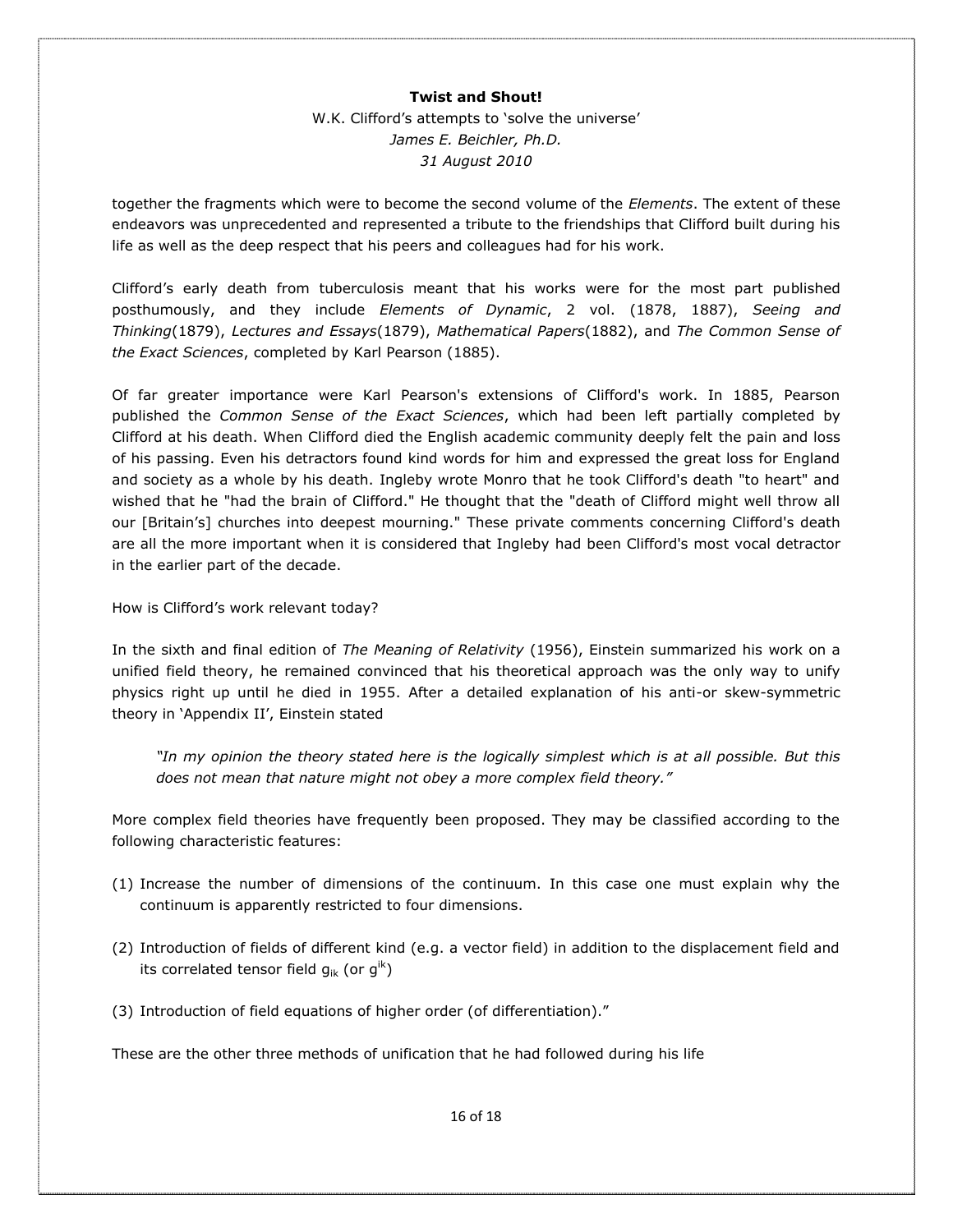together the fragments which were to become the second volume of the *Elements*. The extent of these endeavors was unprecedented and represented a tribute to the friendships that Clifford built during his life as well as the deep respect that his peers and colleagues had for his work.

Clifford's early death from tuberculosis meant that his works were for the most part published posthumously, and they include *Elements of Dynamic*, 2 vol. (1878, 1887), *Seeing and Thinking*(1879), *Lectures and Essays*(1879), *Mathematical Papers*(1882), and *The Common Sense of the Exact Sciences*, completed by Karl Pearson (1885).

Of far greater importance were Karl Pearson's extensions of Clifford's work. In 1885, Pearson published the *Common Sense of the Exact Sciences*, which had been left partially completed by Clifford at his death. When Clifford died the English academic community deeply felt the pain and loss of his passing. Even his detractors found kind words for him and expressed the great loss for England and society as a whole by his death. Ingleby wrote Monro that he took Clifford's death "to heart" and wished that he "had the brain of Clifford." He thought that the "death of Clifford might well throw all our [Britain's] churches into deepest mourning." These private comments concerning Clifford's death are all the more important when it is considered that Ingleby had been Clifford's most vocal detractor in the earlier part of the decade.

How is Clifford's work relevant today?

In the sixth and final edition of *The Meaning of Relativity* (1956), Einstein summarized his work on a unified field theory, he remained convinced that his theoretical approach was the only way to unify physics right up until he died in 1955. After a detailed explanation of his anti-or skew-symmetric theory in 'Appendix II', Einstein stated

> *"In my opinion the theory stated here is the logically simplest which is at all possible. But this does not mean that nature might not obey a more complex field theory."*

More complex field theories have frequently been proposed. They may be classified according to the following characteristic features:

(1) Increase the number of dimensions of the continuum. In this case one must explain why the continuum is apparently restricted to four dimensions.

(2) Introduction of fields of different kind (e.g. a vector field) in addition to the displacement field and its correlated tensor field $g_{ik}$ (or $g^{ik}$)

(3) Introduction of field equations of higher order (of differentiation)."

These are the other three methods of unification that he had followed during his life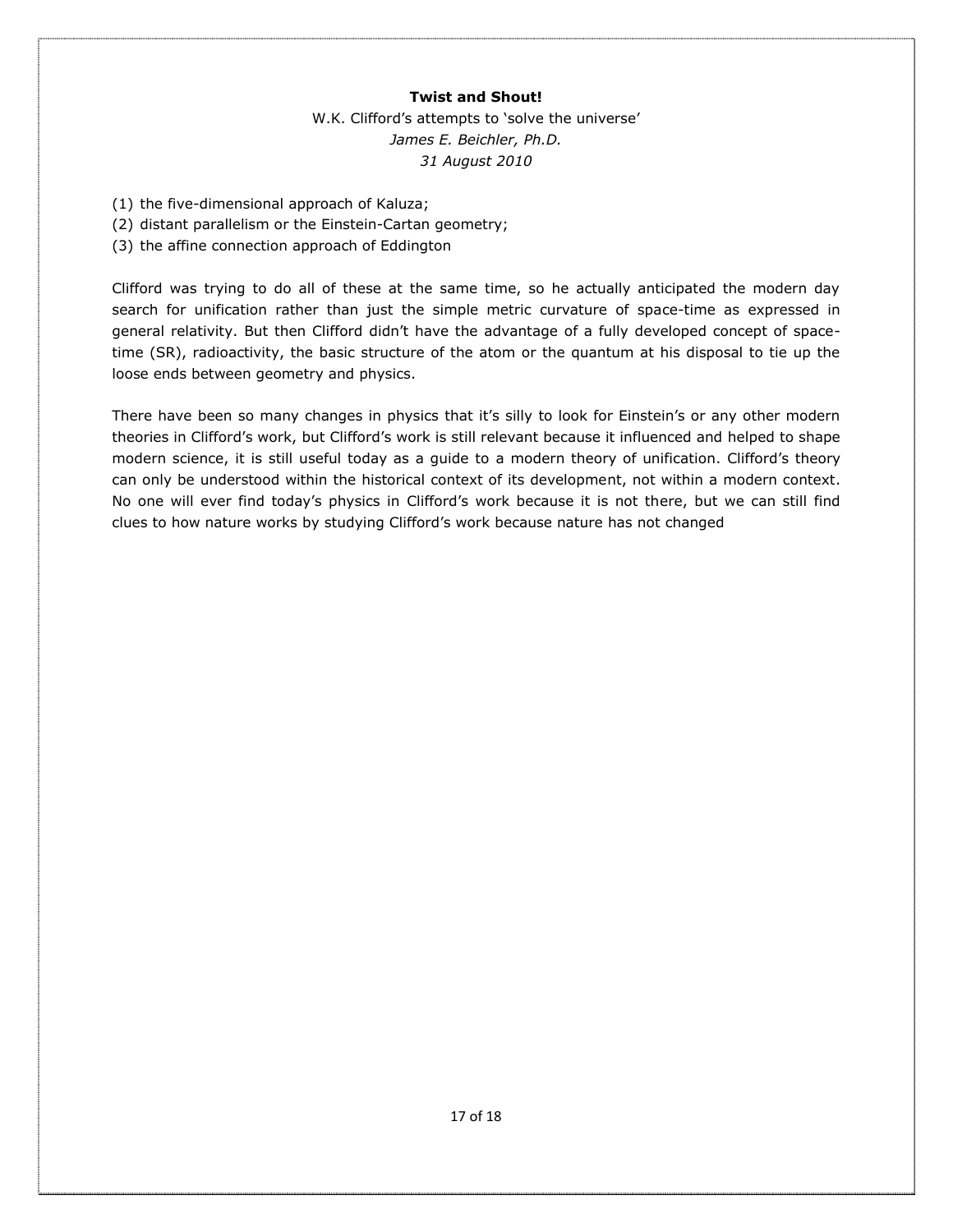(1) the five-dimensional approach of Kaluza;
(2) distant parallelism or the Einstein-Cartan geometry;
(3) the affine connection approach of Eddington

Clifford was trying to do all of these at the same time, so he actually anticipated the modern day search for unification rather than just the simple metric curvature of space-time as expressed in general relativity. But then Clifford didn't have the advantage of a fully developed concept of space-time (SR), radioactivity, the basic structure of the atom or the quantum at his disposal to tie up the loose ends between geometry and physics.

There have been so many changes in physics that it's silly to look for Einstein's or any other modern theories in Clifford's work, but Clifford's work is still relevant because it influenced and helped to shape modern science, it is still useful today as a guide to a modern theory of unification. Clifford's theory can only be understood within the historical context of its development, not within a modern context. No one will ever find today's physics in Clifford's work because it is not there, but we can still find clues to how nature works by studying Clifford's work because nature has not changed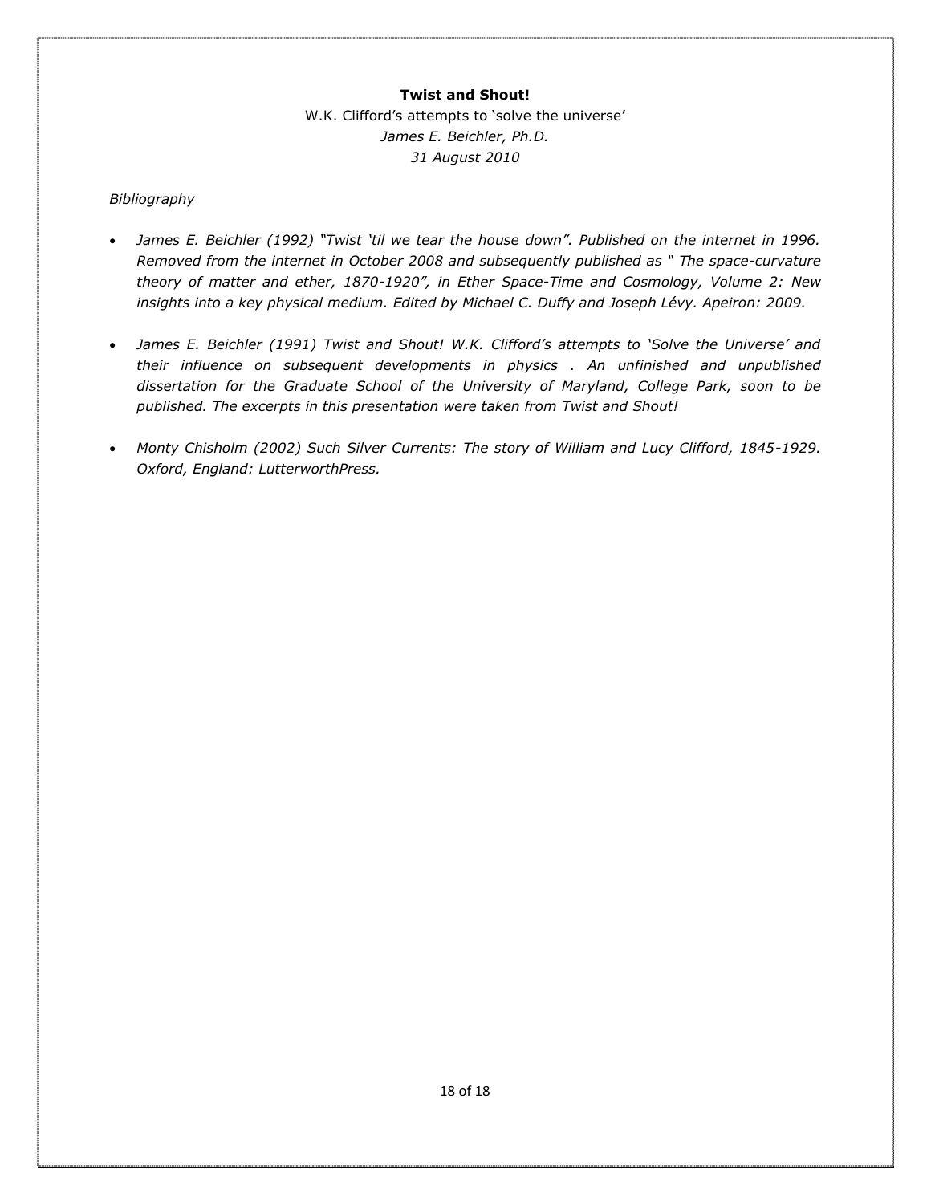**Twist and Shout!**

W.K. Clifford's attempts to 'solve the universe'

*James E. Beichler, Ph.D.*

*31 August 2010*

*Bibliography*

- *James E. Beichler (1992) "Twist 'til we tear the house down". Published on the internet in 1996. Removed from the internet in October 2008 and subsequently published as " The space-curvature theory of matter and ether, 1870-1920", in Ether Space-Time and Cosmology, Volume 2: New insights into a key physical medium. Edited by Michael C. Duffy and Joseph Lévy. Apeiron: 2009.*

- *James E. Beichler (1991) Twist and Shout! W.K. Clifford's attempts to 'Solve the Universe' and their influence on subsequent developments in physics . An unfinished and unpublished dissertation for the Graduate School of the University of Maryland, College Park, soon to be published. The excerpts in this presentation were taken from Twist and Shout!*

- *Monty Chisholm (2002) Such Silver Currents: The story of William and Lucy Clifford, 1845-1929. Oxford, England: LutterworthPress.*